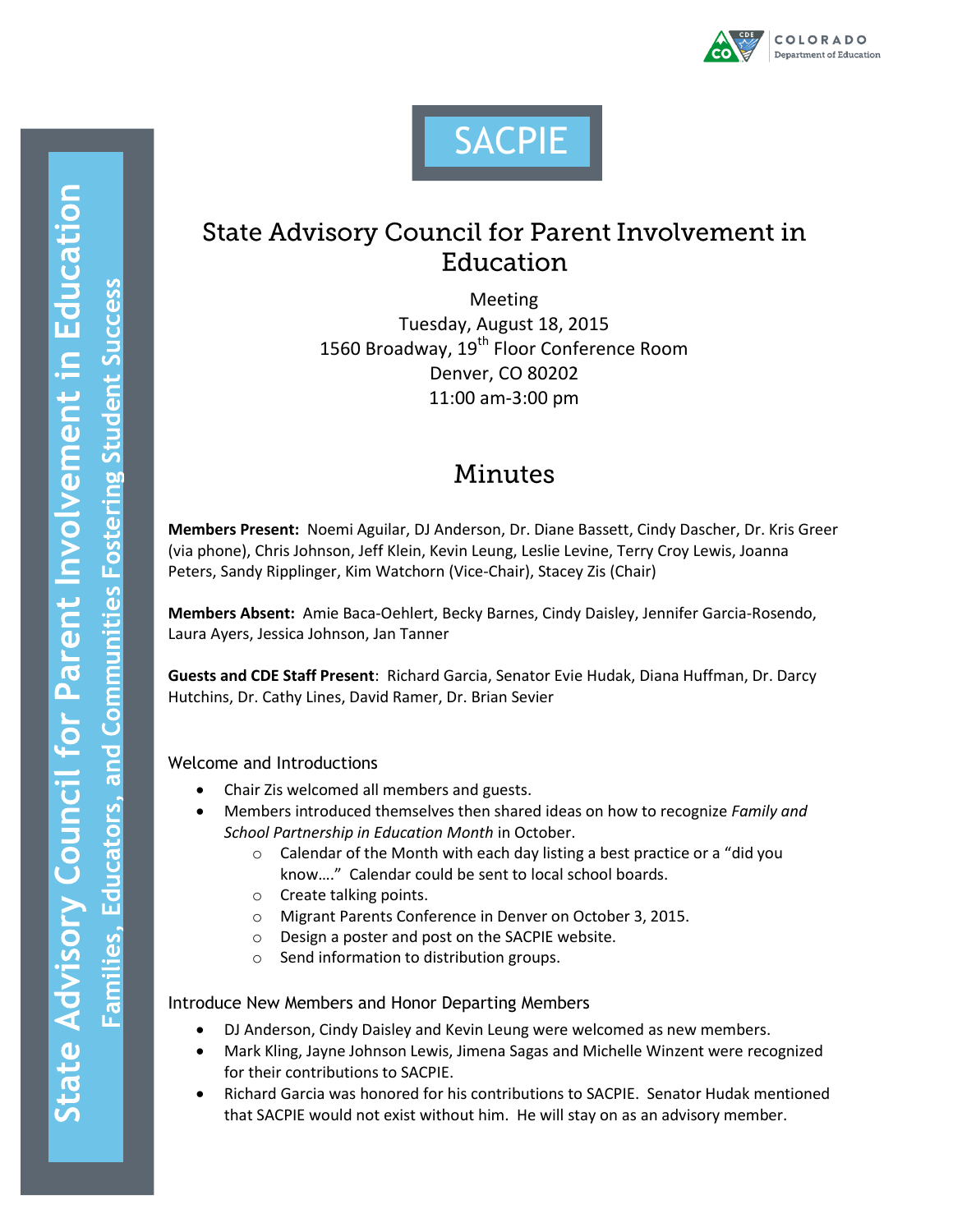# SACPIE

## State Advisory Council for Parent Involvement in Education

Meeting
Tuesday, August 18, 2015
1560 Broadway, 19th Floor Conference Room
Denver, CO 80202
11:00 am-3:00 pm

## Minutes

**Members Present:** Noemi Aguilar, DJ Anderson, Dr. Diane Bassett, Cindy Dascher, Dr. Kris Greer (via phone), Chris Johnson, Jeff Klein, Kevin Leung, Leslie Levine, Terry Croy Lewis, Joanna Peters, Sandy Ripplinger, Kim Watchorn (Vice-Chair), Stacey Zis (Chair)

**Members Absent:** Amie Baca-Oehlert, Becky Barnes, Cindy Daisley, Jennifer Garcia-Rosendo, Laura Ayers, Jessica Johnson, Jan Tanner

**Guests and CDE Staff Present**: Richard Garcia, Senator Evie Hudak, Diana Huffman, Dr. Darcy Hutchins, Dr. Cathy Lines, David Ramer, Dr. Brian Sevier

### Welcome and Introductions

- Chair Zis welcomed all members and guests.
- Members introduced themselves then shared ideas on how to recognize *Family and School Partnership in Education Month* in October.
  - Calendar of the Month with each day listing a best practice or a "did you know…." Calendar could be sent to local school boards.
  - Create talking points.
  - Migrant Parents Conference in Denver on October 3, 2015.
  - Design a poster and post on the SACPIE website.
  - Send information to distribution groups.

### Introduce New Members and Honor Departing Members

- DJ Anderson, Cindy Daisley and Kevin Leung were welcomed as new members.
- Mark Kling, Jayne Johnson Lewis, Jimena Sagas and Michelle Winzent were recognized for their contributions to SACPIE.
- Richard Garcia was honored for his contributions to SACPIE. Senator Hudak mentioned that SACPIE would not exist without him. He will stay on as an advisory member.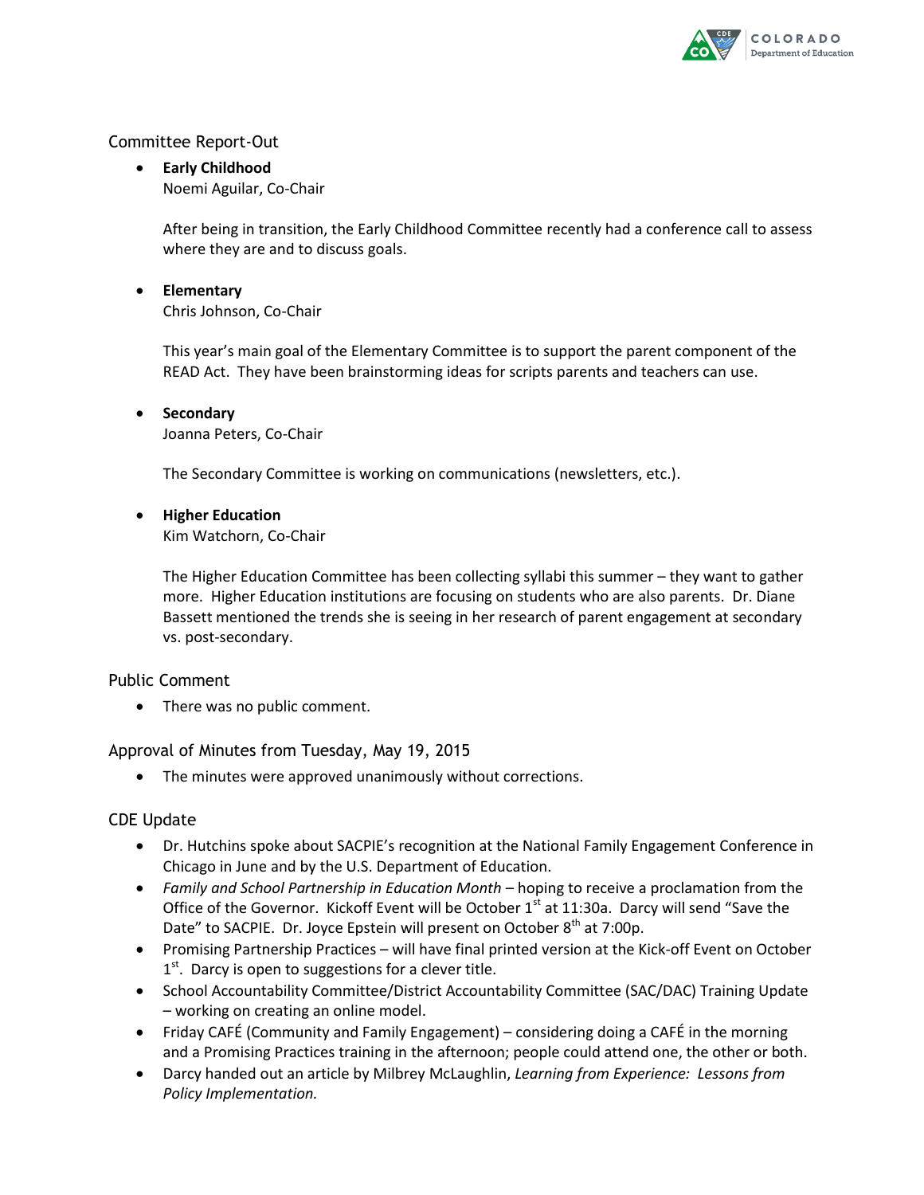## Committee Report-Out

- **Early Childhood**
  Noemi Aguilar, Co-Chair

  After being in transition, the Early Childhood Committee recently had a conference call to assess where they are and to discuss goals.

- **Elementary**
  Chris Johnson, Co-Chair

  This year's main goal of the Elementary Committee is to support the parent component of the READ Act. They have been brainstorming ideas for scripts parents and teachers can use.

- **Secondary**
  Joanna Peters, Co-Chair

  The Secondary Committee is working on communications (newsletters, etc.).

- **Higher Education**
  Kim Watchorn, Co-Chair

  The Higher Education Committee has been collecting syllabi this summer – they want to gather more. Higher Education institutions are focusing on students who are also parents. Dr. Diane Bassett mentioned the trends she is seeing in her research of parent engagement at secondary vs. post-secondary.

## Public Comment

- There was no public comment.

## Approval of Minutes from Tuesday, May 19, 2015

- The minutes were approved unanimously without corrections.

## CDE Update

- Dr. Hutchins spoke about SACPIE's recognition at the National Family Engagement Conference in Chicago in June and by the U.S. Department of Education.
- *Family and School Partnership in Education Month* – hoping to receive a proclamation from the Office of the Governor. Kickoff Event will be October 1st at 11:30a. Darcy will send "Save the Date" to SACPIE. Dr. Joyce Epstein will present on October 8th at 7:00p.
- Promising Partnership Practices – will have final printed version at the Kick-off Event on October 1st. Darcy is open to suggestions for a clever title.
- School Accountability Committee/District Accountability Committee (SAC/DAC) Training Update – working on creating an online model.
- Friday CAFÉ (Community and Family Engagement) – considering doing a CAFÉ in the morning and a Promising Practices training in the afternoon; people could attend one, the other or both.
- Darcy handed out an article by Milbrey McLaughlin, *Learning from Experience: Lessons from Policy Implementation.*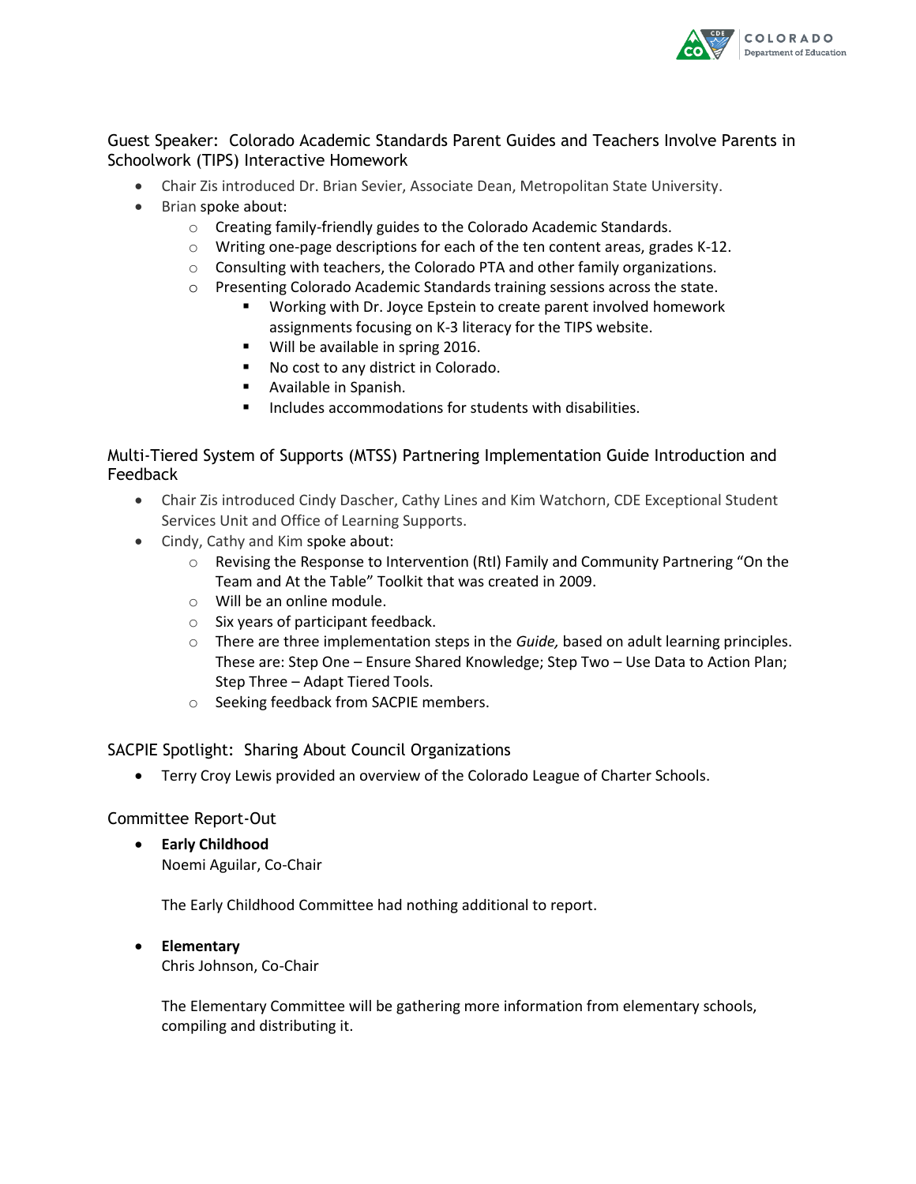## Guest Speaker: Colorado Academic Standards Parent Guides and Teachers Involve Parents in Schoolwork (TIPS) Interactive Homework

- Chair Zis introduced Dr. Brian Sevier, Associate Dean, Metropolitan State University.
- Brian spoke about:
  - Creating family-friendly guides to the Colorado Academic Standards.
  - Writing one-page descriptions for each of the ten content areas, grades K-12.
  - Consulting with teachers, the Colorado PTA and other family organizations.
  - Presenting Colorado Academic Standards training sessions across the state.
    - Working with Dr. Joyce Epstein to create parent involved homework assignments focusing on K-3 literacy for the TIPS website.
    - Will be available in spring 2016.
    - No cost to any district in Colorado.
    - Available in Spanish.
    - Includes accommodations for students with disabilities.

## Multi-Tiered System of Supports (MTSS) Partnering Implementation Guide Introduction and Feedback

- Chair Zis introduced Cindy Dascher, Cathy Lines and Kim Watchorn, CDE Exceptional Student Services Unit and Office of Learning Supports.
- Cindy, Cathy and Kim spoke about:
  - Revising the Response to Intervention (RtI) Family and Community Partnering "On the Team and At the Table" Toolkit that was created in 2009.
  - Will be an online module.
  - Six years of participant feedback.
  - There are three implementation steps in the *Guide,* based on adult learning principles. These are: Step One – Ensure Shared Knowledge; Step Two – Use Data to Action Plan; Step Three – Adapt Tiered Tools.
  - Seeking feedback from SACPIE members.

## SACPIE Spotlight: Sharing About Council Organizations

- Terry Croy Lewis provided an overview of the Colorado League of Charter Schools.

## Committee Report-Out

- **Early Childhood**
  Noemi Aguilar, Co-Chair

  The Early Childhood Committee had nothing additional to report.

- **Elementary**
  Chris Johnson, Co-Chair

  The Elementary Committee will be gathering more information from elementary schools, compiling and distributing it.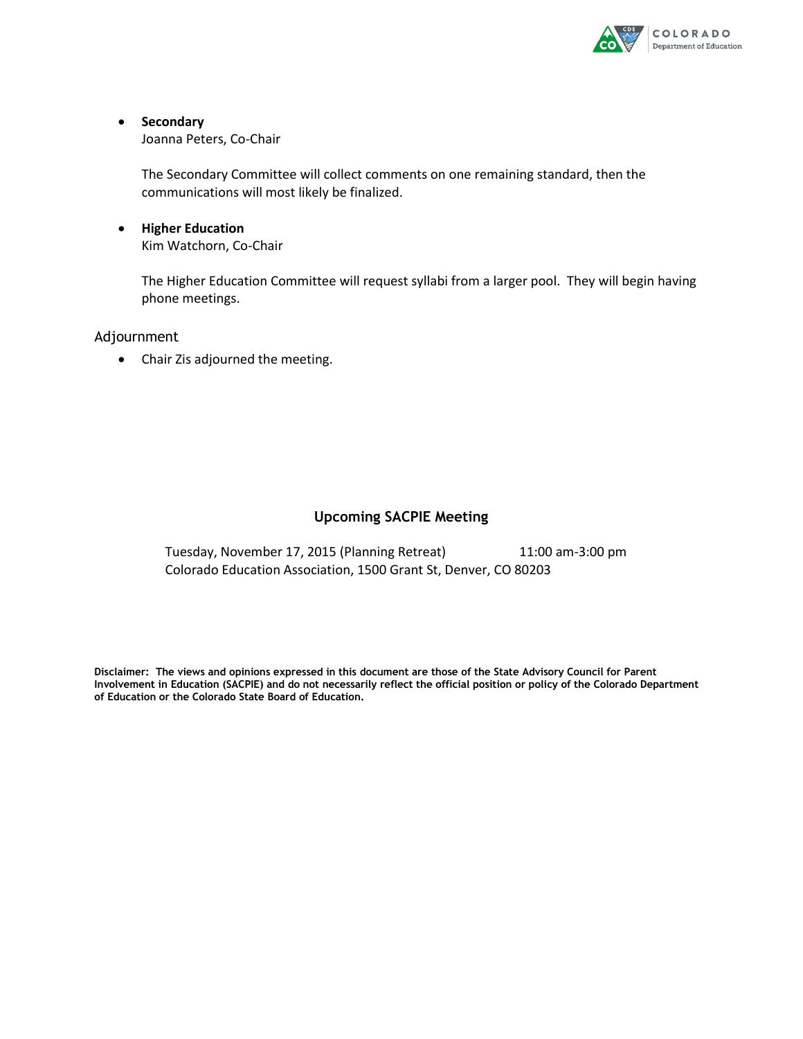- **Secondary**
  Joanna Peters, Co-Chair

  The Secondary Committee will collect comments on one remaining standard, then the communications will most likely be finalized.

- **Higher Education**
  Kim Watchorn, Co-Chair

  The Higher Education Committee will request syllabi from a larger pool. They will begin having phone meetings.

## Adjournment

- Chair Zis adjourned the meeting.

### Upcoming SACPIE Meeting

Tuesday, November 17, 2015 (Planning Retreat) 11:00 am-3:00 pm
Colorado Education Association, 1500 Grant St, Denver, CO 80203

**Disclaimer: The views and opinions expressed in this document are those of the State Advisory Council for Parent Involvement in Education (SACPIE) and do not necessarily reflect the official position or policy of the Colorado Department of Education or the Colorado State Board of Education.**